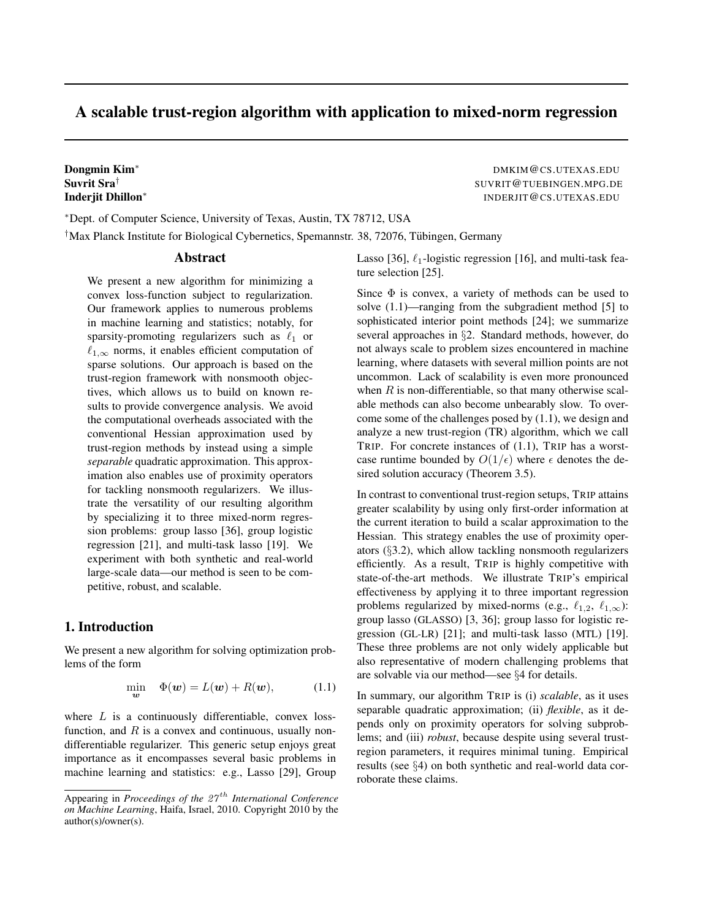# A scalable trust-region algorithm with application to mixed-norm regression

**Dongmin Kim**[*] DMKIM@CS.UTEXAS.EDU
**Suvrit Sra**[†] SUVRIT@TUEBINGEN.MPG.DE
**Inderjit Dhillon**[*] INDERJIT@CS.UTEXAS.EDU

[*]Dept. of Computer Science, University of Texas, Austin, TX 78712, USA

[†]Max Planck Institute for Biological Cybernetics, Spemannstr. 38, 72076, Tübingen, Germany

## Abstract

We present a new algorithm for minimizing a convex loss-function subject to regularization. Our framework applies to numerous problems in machine learning and statistics; notably, for sparsity-promoting regularizers such as $\ell_1$ or $\ell_{1,\infty}$ norms, it enables efficient computation of sparse solutions. Our approach is based on the trust-region framework with nonsmooth objectives, which allows us to build on known results to provide convergence analysis. We avoid the computational overheads associated with the conventional Hessian approximation used by trust-region methods by instead using a simple *separable* quadratic approximation. This approximation also enables use of proximity operators for tackling nonsmooth regularizers. We illustrate the versatility of our resulting algorithm by specializing it to three mixed-norm regression problems: group lasso [36], group logistic regression [21], and multi-task lasso [19]. We experiment with both synthetic and real-world large-scale data—our method is seen to be competitive, robust, and scalable.

## 1. Introduction

We present a new algorithm for solving optimization problems of the form

$$\min_{\boldsymbol{w}} \quad \Phi(\boldsymbol{w}) = L(\boldsymbol{w}) + R(\boldsymbol{w}), \tag{1.1}$$

where $L$ is a continuously differentiable, convex loss-function, and $R$ is a convex and continuous, usually non-differentiable regularizer. This generic setup enjoys great importance as it encompasses several basic problems in machine learning and statistics: e.g., Lasso [29], Group Lasso [36], $\ell_1$-logistic regression [16], and multi-task feature selection [25].

Since $\Phi$ is convex, a variety of methods can be used to solve (1.1)—ranging from the subgradient method [5] to sophisticated interior point methods [24]; we summarize several approaches in §2. Standard methods, however, do not always scale to problem sizes encountered in machine learning, where datasets with several million points are not uncommon. Lack of scalability is even more pronounced when $R$ is non-differentiable, so that many otherwise scalable methods can also become unbearably slow. To overcome some of the challenges posed by (1.1), we design and analyze a new trust-region (TR) algorithm, which we call TRIP. For concrete instances of (1.1), TRIP has a worst-case runtime bounded by $O(1/\epsilon)$ where $\epsilon$ denotes the desired solution accuracy (Theorem 3.5).

In contrast to conventional trust-region setups, TRIP attains greater scalability by using only first-order information at the current iteration to build a scalar approximation to the Hessian. This strategy enables the use of proximity operators (§3.2), which allow tackling nonsmooth regularizers efficiently. As a result, TRIP is highly competitive with state-of-the-art methods. We illustrate TRIP's empirical effectiveness by applying it to three important regression problems regularized by mixed-norms (e.g., $\ell_{1,2}$, $\ell_{1,\infty}$): group lasso (GLASSO) [3, 36]; group lasso for logistic regression (GL-LR) [21]; and multi-task lasso (MTL) [19]. These three problems are not only widely applicable but also representative of modern challenging problems that are solvable via our method—see §4 for details.

In summary, our algorithm TRIP is (i) *scalable*, as it uses separable quadratic approximation; (ii) *flexible*, as it depends only on proximity operators for solving subproblems; and (iii) *robust*, because despite using several trust-region parameters, it requires minimal tuning. Empirical results (see §4) on both synthetic and real-world data corroborate these claims.

---

Appearing in *Proceedings of the $27^{th}$ International Conference on Machine Learning*, Haifa, Israel, 2010. Copyright 2010 by the author(s)/owner(s).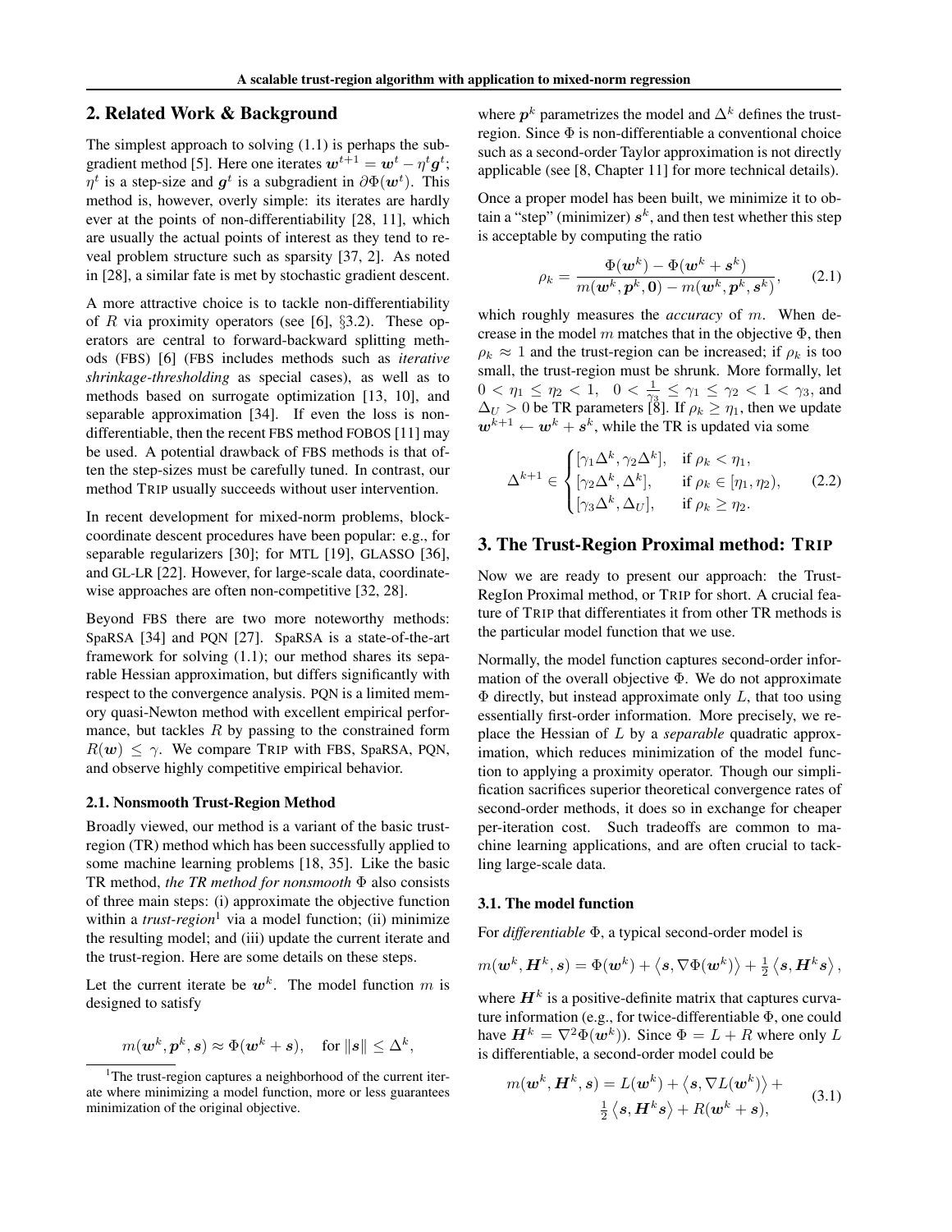## 2. Related Work & Background

The simplest approach to solving (1.1) is perhaps the subgradient method [5]. Here one iterates $\boldsymbol{w}^{t+1} = \boldsymbol{w}^t - \eta^t \boldsymbol{g}^t$; $\eta^t$ is a step-size and $\boldsymbol{g}^t$ is a subgradient in $\partial\Phi(\boldsymbol{w}^t)$. This method is, however, overly simple: its iterates are hardly ever at the points of non-differentiability [28, 11], which are usually the actual points of interest as they tend to reveal problem structure such as sparsity [37, 2]. As noted in [28], a similar fate is met by stochastic gradient descent.

A more attractive choice is to tackle non-differentiability of $R$ via proximity operators (see [6], §3.2). These operators are central to forward-backward splitting methods (FBS) [6] (FBS includes methods such as *iterative shrinkage-thresholding* as special cases), as well as to methods based on surrogate optimization [13, 10], and separable approximation [34]. If even the loss is non-differentiable, then the recent FBS method FOBOS [11] may be used. A potential drawback of FBS methods is that often the step-sizes must be carefully tuned. In contrast, our method TRIP usually succeeds without user intervention.

In recent development for mixed-norm problems, block-coordinate descent procedures have been popular: e.g., for separable regularizers [30]; for MTL [19], GLASSO [36], and GL-LR [22]. However, for large-scale data, coordinate-wise approaches are often non-competitive [32, 28].

Beyond FBS there are two more noteworthy methods: SpaRSA [34] and PQN [27]. SpaRSA is a state-of-the-art framework for solving (1.1); our method shares its separable Hessian approximation, but differs significantly with respect to the convergence analysis. PQN is a limited memory quasi-Newton method with excellent empirical performance, but tackles $R$ by passing to the constrained form $R(\boldsymbol{w}) \leq \gamma$. We compare TRIP with FBS, SpaRSA, PQN, and observe highly competitive empirical behavior.

### 2.1. Nonsmooth Trust-Region Method

Broadly viewed, our method is a variant of the basic trust-region (TR) method which has been successfully applied to some machine learning problems [18, 35]. Like the basic TR method, *the TR method for nonsmooth* $\Phi$ also consists of three main steps: (i) approximate the objective function within a *trust-region*[1] via a model function; (ii) minimize the resulting model; and (iii) update the current iterate and the trust-region. Here are some details on these steps.

Let the current iterate be $\boldsymbol{w}^k$. The model function $m$ is designed to satisfy

$$m(\boldsymbol{w}^k, \boldsymbol{p}^k, \boldsymbol{s}) \approx \Phi(\boldsymbol{w}^k + \boldsymbol{s}), \quad \text{for } \|\boldsymbol{s}\| \leq \Delta^k,$$

where $\boldsymbol{p}^k$ parametrizes the model and $\Delta^k$ defines the trust-region. Since $\Phi$ is non-differentiable a conventional choice such as a second-order Taylor approximation is not directly applicable (see [8, Chapter 11] for more technical details).

Once a proper model has been built, we minimize it to obtain a "step" (minimizer) $\boldsymbol{s}^k$, and then test whether this step is acceptable by computing the ratio

$$\rho_k = \frac{\Phi(\boldsymbol{w}^k) - \Phi(\boldsymbol{w}^k + \boldsymbol{s}^k)}{m(\boldsymbol{w}^k, \boldsymbol{p}^k, \boldsymbol{0}) - m(\boldsymbol{w}^k, \boldsymbol{p}^k, \boldsymbol{s}^k)}, \tag{2.1}$$

which roughly measures the *accuracy* of $m$. When decrease in the model $m$ matches that in the objective $\Phi$, then $\rho_k \approx 1$ and the trust-region can be increased; if $\rho_k$ is too small, the trust-region must be shrunk. More formally, let $0 < \eta_1 \leq \eta_2 < 1$, $0 < \frac{1}{\gamma_3} \leq \gamma_1 \leq \gamma_2 < 1 < \gamma_3$, and $\Delta_U > 0$ be TR parameters [8]. If $\rho_k \geq \eta_1$, then we update $\boldsymbol{w}^{k+1} \leftarrow \boldsymbol{w}^k + \boldsymbol{s}^k$, while the TR is updated via some

$$\Delta^{k+1} \in \begin{cases} [\gamma_1 \Delta^k, \gamma_2 \Delta^k], & \text{if } \rho_k < \eta_1, \\ [\gamma_2 \Delta^k, \Delta^k], & \text{if } \rho_k \in [\eta_1, \eta_2), \\ [\gamma_3 \Delta^k, \Delta_U], & \text{if } \rho_k \geq \eta_2. \end{cases} \tag{2.2}$$

## 3. The Trust-Region Proximal method: TRIP

Now we are ready to present our approach: the Trust-RegIon Proximal method, or TRIP for short. A crucial feature of TRIP that differentiates it from other TR methods is the particular model function that we use.

Normally, the model function captures second-order information of the overall objective $\Phi$. We do not approximate $\Phi$ directly, but instead approximate only $L$, that too using essentially first-order information. More precisely, we replace the Hessian of $L$ by a *separable* quadratic approximation, which reduces minimization of the model function to applying a proximity operator. Though our simplification sacrifices superior theoretical convergence rates of second-order methods, it does so in exchange for cheaper per-iteration cost. Such tradeoffs are common to machine learning applications, and are often crucial to tackling large-scale data.

### 3.1. The model function

For *differentiable* $\Phi$, a typical second-order model is

$$m(\boldsymbol{w}^k, \boldsymbol{H}^k, \boldsymbol{s}) = \Phi(\boldsymbol{w}^k) + \langle \boldsymbol{s}, \nabla\Phi(\boldsymbol{w}^k) \rangle + \tfrac{1}{2} \langle \boldsymbol{s}, \boldsymbol{H}^k \boldsymbol{s} \rangle,$$

where $\boldsymbol{H}^k$ is a positive-definite matrix that captures curvature information (e.g., for twice-differentiable $\Phi$, one could have $\boldsymbol{H}^k = \nabla^2\Phi(\boldsymbol{w}^k)$). Since $\Phi = L + R$ where only $L$ is differentiable, a second-order model could be

$$m(\boldsymbol{w}^k, \boldsymbol{H}^k, \boldsymbol{s}) = L(\boldsymbol{w}^k) + \langle \boldsymbol{s}, \nabla L(\boldsymbol{w}^k) \rangle + \tfrac{1}{2} \langle \boldsymbol{s}, \boldsymbol{H}^k \boldsymbol{s} \rangle + R(\boldsymbol{w}^k + \boldsymbol{s}), \tag{3.1}$$

[1] The trust-region captures a neighborhood of the current iterate where minimizing a model function, more or less guarantees minimization of the original objective.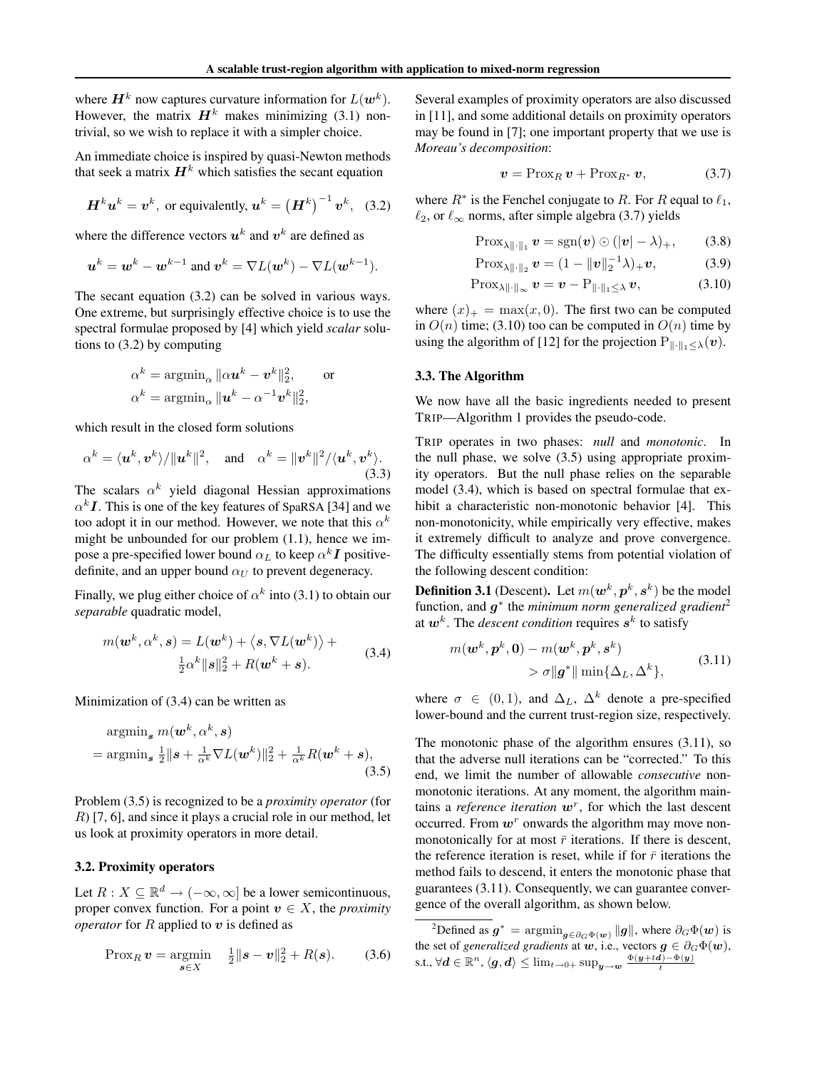where $\boldsymbol{H}^k$ now captures curvature information for $L(\boldsymbol{w}^k)$. However, the matrix $\boldsymbol{H}^k$ makes minimizing (3.1) nontrivial, so we wish to replace it with a simpler choice.

An immediate choice is inspired by quasi-Newton methods that seek a matrix $\boldsymbol{H}^k$ which satisfies the secant equation

$$\boldsymbol{H}^k \boldsymbol{u}^k = \boldsymbol{v}^k, \text{ or equivalently, } \boldsymbol{u}^k = \left(\boldsymbol{H}^k\right)^{-1} \boldsymbol{v}^k, \quad (3.2)$$

where the difference vectors $\boldsymbol{u}^k$ and $\boldsymbol{v}^k$ are defined as

$$\boldsymbol{u}^k = \boldsymbol{w}^k - \boldsymbol{w}^{k-1} \text{ and } \boldsymbol{v}^k = \nabla L(\boldsymbol{w}^k) - \nabla L(\boldsymbol{w}^{k-1}).$$

The secant equation (3.2) can be solved in various ways. One extreme, but surprisingly effective choice is to use the spectral formulae proposed by [4] which yield *scalar* solutions to (3.2) by computing

$$\alpha^k = \operatorname{argmin}_\alpha \|\alpha \boldsymbol{u}^k - \boldsymbol{v}^k\|_2^2, \qquad \text{or}$$
$$\alpha^k = \operatorname{argmin}_\alpha \|\boldsymbol{u}^k - \alpha^{-1}\boldsymbol{v}^k\|_2^2,$$

which result in the closed form solutions

$$\alpha^k = \langle \boldsymbol{u}^k, \boldsymbol{v}^k \rangle / \|\boldsymbol{u}^k\|^2, \quad \text{and} \quad \alpha^k = \|\boldsymbol{v}^k\|^2 / \langle \boldsymbol{u}^k, \boldsymbol{v}^k \rangle. \quad (3.3)$$

The scalars $\alpha^k$ yield diagonal Hessian approximations $\alpha^k \boldsymbol{I}$. This is one of the key features of SpaRSA [34] and we too adopt it in our method. However, we note that this $\alpha^k$ might be unbounded for our problem (1.1), hence we impose a pre-specified lower bound $\alpha_L$ to keep $\alpha^k \boldsymbol{I}$ positive-definite, and an upper bound $\alpha_U$ to prevent degeneracy.

Finally, we plug either choice of $\alpha^k$ into (3.1) to obtain our *separable* quadratic model,

$$m(\boldsymbol{w}^k, \alpha^k, \boldsymbol{s}) = L(\boldsymbol{w}^k) + \langle \boldsymbol{s}, \nabla L(\boldsymbol{w}^k) \rangle + \tfrac{1}{2}\alpha^k \|\boldsymbol{s}\|_2^2 + R(\boldsymbol{w}^k + \boldsymbol{s}). \quad (3.4)$$

Minimization of (3.4) can be written as

$$\begin{aligned} &\operatorname{argmin}_{\boldsymbol{s}}\, m(\boldsymbol{w}^k, \alpha^k, \boldsymbol{s}) \\ &= \operatorname{argmin}_{\boldsymbol{s}}\, \tfrac{1}{2}\|\boldsymbol{s} + \tfrac{1}{\alpha^k}\nabla L(\boldsymbol{w}^k)\|_2^2 + \tfrac{1}{\alpha^k} R(\boldsymbol{w}^k + \boldsymbol{s}), \end{aligned} \quad (3.5)$$

Problem (3.5) is recognized to be a *proximity operator* (for $R$) [7, 6], and since it plays a crucial role in our method, let us look at proximity operators in more detail.

### 3.2. Proximity operators

Let $R : X \subseteq \mathbb{R}^d \to (-\infty, \infty]$ be a lower semicontinuous, proper convex function. For a point $\boldsymbol{v} \in X$, the *proximity operator* for $R$ applied to $\boldsymbol{v}$ is defined as

$$\operatorname{Prox}_R \boldsymbol{v} = \underset{\boldsymbol{s} \in X}{\operatorname{argmin}} \quad \tfrac{1}{2}\|\boldsymbol{s} - \boldsymbol{v}\|_2^2 + R(\boldsymbol{s}). \quad (3.6)$$

Several examples of proximity operators are also discussed in [11], and some additional details on proximity operators may be found in [7]; one important property that we use is *Moreau's decomposition*:

$$\boldsymbol{v} = \operatorname{Prox}_R \boldsymbol{v} + \operatorname{Prox}_{R^*} \boldsymbol{v}, \quad (3.7)$$

where $R^*$ is the Fenchel conjugate to $R$. For $R$ equal to $\ell_1$, $\ell_2$, or $\ell_\infty$ norms, after simple algebra (3.7) yields

$$\operatorname{Prox}_{\lambda\|\cdot\|_1} \boldsymbol{v} = \operatorname{sgn}(\boldsymbol{v}) \odot (|\boldsymbol{v}| - \lambda)_+, \quad (3.8)$$

$$\operatorname{Prox}_{\lambda\|\cdot\|_2} \boldsymbol{v} = (1 - \|\boldsymbol{v}\|_2^{-1}\lambda)_+ \boldsymbol{v}, \quad (3.9)$$

$$\operatorname{Prox}_{\lambda\|\cdot\|_\infty} \boldsymbol{v} = \boldsymbol{v} - \operatorname{P}_{\|\cdot\|_1 \le \lambda} \boldsymbol{v}, \quad (3.10)$$

where $(x)_+ = \max(x, 0)$. The first two can be computed in $O(n)$ time; (3.10) too can be computed in $O(n)$ time by using the algorithm of [12] for the projection $\operatorname{P}_{\|\cdot\|_1 \le \lambda}(\boldsymbol{v})$.

### 3.3. The Algorithm

We now have all the basic ingredients needed to present TRIP—Algorithm 1 provides the pseudo-code.

TRIP operates in two phases: *null* and *monotonic*. In the null phase, we solve (3.5) using appropriate proximity operators. But the null phase relies on the separable model (3.4), which is based on spectral formulae that exhibit a characteristic non-monotonic behavior [4]. This non-monotonicity, while empirically very effective, makes it extremely difficult to analyze and prove convergence. The difficulty essentially stems from potential violation of the following descent condition:

**Definition 3.1** (Descent)**.** Let $m(\boldsymbol{w}^k, \boldsymbol{p}^k, \boldsymbol{s}^k)$ be the model function, and $\boldsymbol{g}^*$ the *minimum norm generalized gradient*[2] at $\boldsymbol{w}^k$. The *descent condition* requires $\boldsymbol{s}^k$ to satisfy

$$\begin{aligned} m(\boldsymbol{w}^k, \boldsymbol{p}^k, \boldsymbol{0}) &- m(\boldsymbol{w}^k, \boldsymbol{p}^k, \boldsymbol{s}^k) \\ &> \sigma \|\boldsymbol{g}^*\| \min\{\Delta_L, \Delta^k\}, \end{aligned} \quad (3.11)$$

where $\sigma \in (0, 1)$, and $\Delta_L$, $\Delta^k$ denote a pre-specified lower-bound and the current trust-region size, respectively.

The monotonic phase of the algorithm ensures (3.11), so that the adverse null iterations can be "corrected." To this end, we limit the number of allowable *consecutive* non-monotonic iterations. At any moment, the algorithm maintains a *reference iteration* $\boldsymbol{w}^r$, for which the last descent occurred. From $\boldsymbol{w}^r$ onwards the algorithm may move non-monotonically for at most $\bar{r}$ iterations. If there is descent, the reference iteration is reset, while if for $\bar{r}$ iterations the method fails to descend, it enters the monotonic phase that guarantees (3.11). Consequently, we can guarantee convergence of the overall algorithm, as shown below.

[2] Defined as $\boldsymbol{g}^* = \operatorname{argmin}_{\boldsymbol{g} \in \partial_G \Phi(\boldsymbol{w})} \|\boldsymbol{g}\|$, where $\partial_G \Phi(\boldsymbol{w})$ is the set of *generalized gradients* at $\boldsymbol{w}$, i.e., vectors $\boldsymbol{g} \in \partial_G \Phi(\boldsymbol{w})$, s.t., $\forall \boldsymbol{d} \in \mathbb{R}^n$, $\langle \boldsymbol{g}, \boldsymbol{d} \rangle \le \lim_{t \to 0+} \sup_{\boldsymbol{y} \to \boldsymbol{w}} \frac{\Phi(\boldsymbol{y} + t\boldsymbol{d}) - \Phi(\boldsymbol{y})}{t}$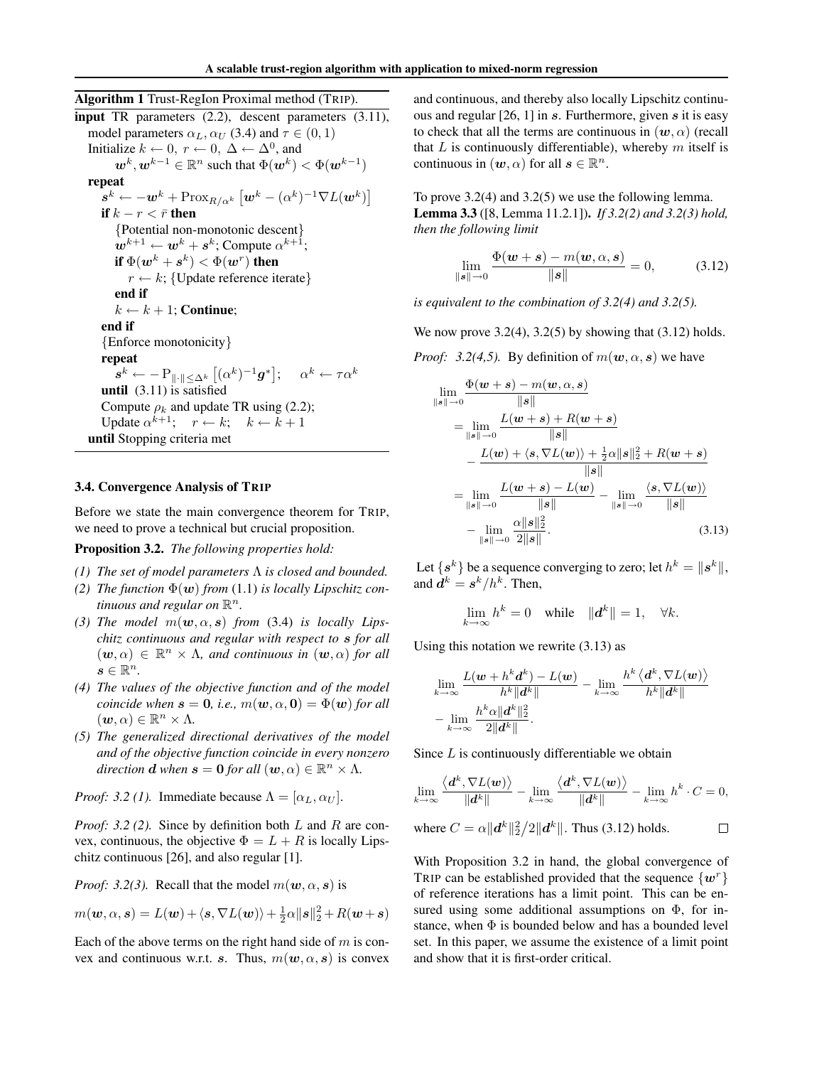**Algorithm 1** Trust-RegIon Proximal method (TRIP).

**input** TR parameters (2.2), descent parameters (3.11), model parameters $\alpha_L, \alpha_U$ (3.4) and $\tau \in (0,1)$

Initialize $k \leftarrow 0,\ r \leftarrow 0,\ \Delta \leftarrow \Delta^0$, and $\boldsymbol{w}^k, \boldsymbol{w}^{k-1} \in \mathbb{R}^n$ such that $\Phi(\boldsymbol{w}^k) < \Phi(\boldsymbol{w}^{k-1})$

**repeat**

  $\boldsymbol{s}^k \leftarrow -\boldsymbol{w}^k + \mathrm{Prox}_{R/\alpha^k}\left[\boldsymbol{w}^k - (\alpha^k)^{-1}\nabla L(\boldsymbol{w}^k)\right]$

  **if** $k - r < \bar{r}$ **then**

    {Potential non-monotonic descent}

    $\boldsymbol{w}^{k+1} \leftarrow \boldsymbol{w}^k + \boldsymbol{s}^k$; Compute $\alpha^{k+1}$;

    **if** $\Phi(\boldsymbol{w}^k + \boldsymbol{s}^k) < \Phi(\boldsymbol{w}^r)$ **then**

      $r \leftarrow k$; {Update reference iterate}

    **end if**

    $k \leftarrow k+1$; **Continue**;

  **end if**

  {Enforce monotonicity}

  **repeat**

    $\boldsymbol{s}^k \leftarrow -\mathrm{P}_{\|\cdot\| \le \Delta^k}\left[(\alpha^k)^{-1}\boldsymbol{g}^*\right]; \quad \alpha^k \leftarrow \tau\alpha^k$

  **until** (3.11) is satisfied

  Compute $\rho_k$ and update TR using (2.2);

  Update $\alpha^{k+1}$; $\quad r \leftarrow k; \quad k \leftarrow k+1$

**until** Stopping criteria met

### 3.4. Convergence Analysis of TRIP

Before we state the main convergence theorem for TRIP, we need to prove a technical but crucial proposition.

**Proposition 3.2.** *The following properties hold:*

*(1) The set of model parameters $\Lambda$ is closed and bounded.*

*(2) The function $\Phi(\boldsymbol{w})$ from (1.1) is locally Lipschitz continuous and regular on $\mathbb{R}^n$.*

*(3) The model $m(\boldsymbol{w}, \alpha, \boldsymbol{s})$ from (3.4) is locally Lipschitz continuous and regular with respect to $\boldsymbol{s}$ for all $(\boldsymbol{w}, \alpha) \in \mathbb{R}^n \times \Lambda$, and continuous in $(\boldsymbol{w}, \alpha)$ for all $\boldsymbol{s} \in \mathbb{R}^n$.*

*(4) The values of the objective function and of the model coincide when $\boldsymbol{s} = \boldsymbol{0}$, i.e., $m(\boldsymbol{w}, \alpha, \boldsymbol{0}) = \Phi(\boldsymbol{w})$ for all $(\boldsymbol{w}, \alpha) \in \mathbb{R}^n \times \Lambda$.*

*(5) The generalized directional derivatives of the model and of the objective function coincide in every nonzero direction $\boldsymbol{d}$ when $\boldsymbol{s} = \boldsymbol{0}$ for all $(\boldsymbol{w}, \alpha) \in \mathbb{R}^n \times \Lambda$.*

*Proof: 3.2 (1).* Immediate because $\Lambda = [\alpha_L, \alpha_U]$.

*Proof: 3.2 (2).* Since by definition both $L$ and $R$ are convex, continuous, the objective $\Phi = L + R$ is locally Lipschitz continuous [26], and also regular [1].

*Proof: 3.2(3).* Recall that the model $m(\boldsymbol{w}, \alpha, \boldsymbol{s})$ is

$$m(\boldsymbol{w}, \alpha, \boldsymbol{s}) = L(\boldsymbol{w}) + \langle \boldsymbol{s}, \nabla L(\boldsymbol{w})\rangle + \tfrac{1}{2}\alpha\|\boldsymbol{s}\|_2^2 + R(\boldsymbol{w}+\boldsymbol{s})$$

Each of the above terms on the right hand side of $m$ is convex and continuous w.r.t. $\boldsymbol{s}$. Thus, $m(\boldsymbol{w}, \alpha, \boldsymbol{s})$ is convex and continuous, and thereby also locally Lipschitz continuous and regular [26, 1] in $\boldsymbol{s}$. Furthermore, given $\boldsymbol{s}$ it is easy to check that all the terms are continuous in $(\boldsymbol{w}, \alpha)$ (recall that $L$ is continuously differentiable), whereby $m$ itself is continuous in $(\boldsymbol{w}, \alpha)$ for all $\boldsymbol{s} \in \mathbb{R}^n$.

To prove 3.2(4) and 3.2(5) we use the following lemma.

**Lemma 3.3** ([8, Lemma 11.2.1])**.** *If 3.2(2) and 3.2(3) hold, then the following limit*

$$\lim_{\|\boldsymbol{s}\| \to 0} \frac{\Phi(\boldsymbol{w}+\boldsymbol{s}) - m(\boldsymbol{w}, \alpha, \boldsymbol{s})}{\|\boldsymbol{s}\|} = 0, \tag{3.12}$$

*is equivalent to the combination of 3.2(4) and 3.2(5).*

We now prove 3.2(4), 3.2(5) by showing that (3.12) holds.

*Proof: 3.2(4,5).* By definition of $m(\boldsymbol{w}, \alpha, \boldsymbol{s})$ we have

$$\begin{aligned}
&\lim_{\|\boldsymbol{s}\| \to 0} \frac{\Phi(\boldsymbol{w}+\boldsymbol{s}) - m(\boldsymbol{w}, \alpha, \boldsymbol{s})}{\|\boldsymbol{s}\|} \\
&= \lim_{\|\boldsymbol{s}\| \to 0} \frac{L(\boldsymbol{w}+\boldsymbol{s}) + R(\boldsymbol{w}+\boldsymbol{s})}{\|\boldsymbol{s}\|} \\
&\quad - \frac{L(\boldsymbol{w}) + \langle \boldsymbol{s}, \nabla L(\boldsymbol{w})\rangle + \frac{1}{2}\alpha\|\boldsymbol{s}\|_2^2 + R(\boldsymbol{w}+\boldsymbol{s})}{\|\boldsymbol{s}\|} \\
&= \lim_{\|\boldsymbol{s}\| \to 0} \frac{L(\boldsymbol{w}+\boldsymbol{s}) - L(\boldsymbol{w})}{\|\boldsymbol{s}\|} - \lim_{\|\boldsymbol{s}\| \to 0} \frac{\langle \boldsymbol{s}, \nabla L(\boldsymbol{w})\rangle}{\|\boldsymbol{s}\|} \\
&\quad - \lim_{\|\boldsymbol{s}\| \to 0} \frac{\alpha\|\boldsymbol{s}\|_2^2}{2\|\boldsymbol{s}\|}.
\end{aligned} \tag{3.13}$$

Let $\{\boldsymbol{s}^k\}$ be a sequence converging to zero; let $h^k = \|\boldsymbol{s}^k\|$, and $\boldsymbol{d}^k = \boldsymbol{s}^k/h^k$. Then,

$$\lim_{k \to \infty} h^k = 0 \quad \text{while} \quad \|\boldsymbol{d}^k\| = 1, \quad \forall k.$$

Using this notation we rewrite (3.13) as

$$\begin{aligned}
&\lim_{k \to \infty} \frac{L(\boldsymbol{w} + h^k\boldsymbol{d}^k) - L(\boldsymbol{w})}{h^k\|\boldsymbol{d}^k\|} - \lim_{k \to \infty} \frac{h^k\left\langle \boldsymbol{d}^k, \nabla L(\boldsymbol{w})\right\rangle}{h^k\|\boldsymbol{d}^k\|} \\
&- \lim_{k \to \infty} \frac{h^k\alpha\|\boldsymbol{d}^k\|_2^2}{2\|\boldsymbol{d}^k\|}.
\end{aligned}$$

Since $L$ is continuously differentiable we obtain

$$\lim_{k \to \infty} \frac{\left\langle \boldsymbol{d}^k, \nabla L(\boldsymbol{w})\right\rangle}{\|\boldsymbol{d}^k\|} - \lim_{k \to \infty} \frac{\left\langle \boldsymbol{d}^k, \nabla L(\boldsymbol{w})\right\rangle}{\|\boldsymbol{d}^k\|} - \lim_{k \to \infty} h^k \cdot C = 0,$$

where $C = \alpha\|\boldsymbol{d}^k\|_2^2 / 2\|\boldsymbol{d}^k\|$. Thus (3.12) holds. □

With Proposition 3.2 in hand, the global convergence of TRIP can be established provided that the sequence $\{\boldsymbol{w}^r\}$ of reference iterations has a limit point. This can be ensured using some additional assumptions on $\Phi$, for instance, when $\Phi$ is bounded below and has a bounded level set. In this paper, we assume the existence of a limit point and show that it is first-order critical.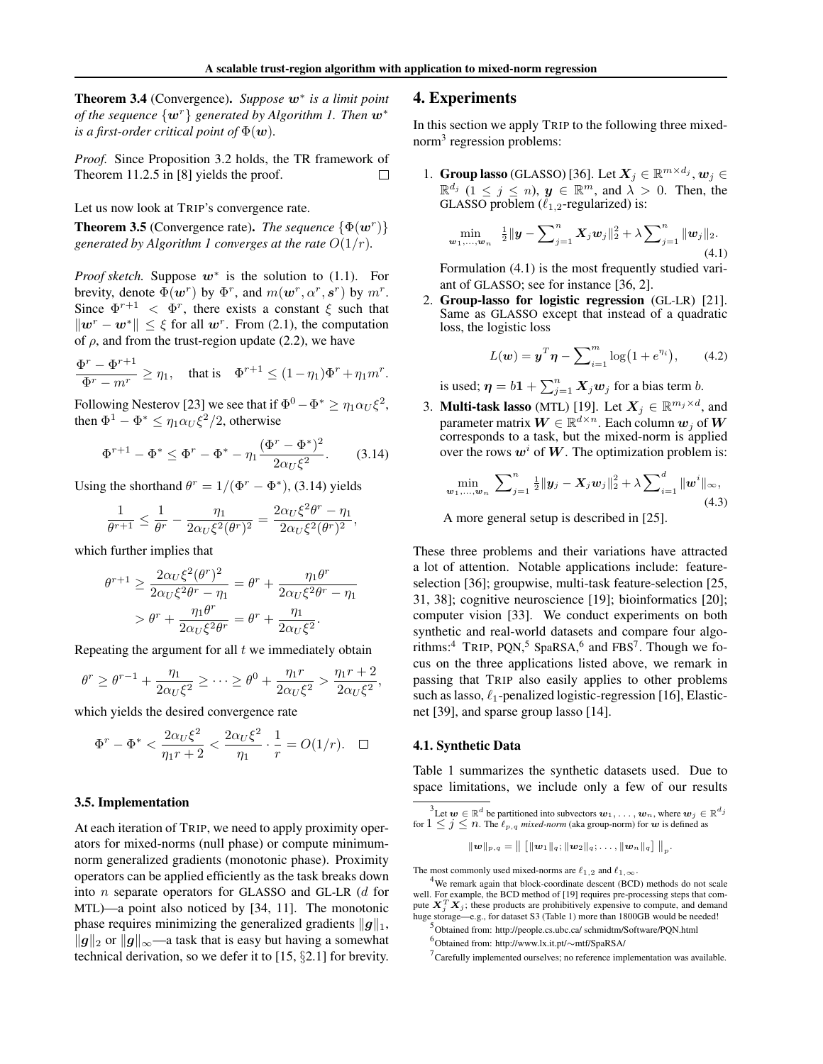**Theorem 3.4** (Convergence). *Suppose $\boldsymbol{w}^*$ is a limit point of the sequence $\{\boldsymbol{w}^r\}$ generated by Algorithm 1. Then $\boldsymbol{w}^*$ is a first-order critical point of $\Phi(\boldsymbol{w})$.*

*Proof.* Since Proposition 3.2 holds, the TR framework of Theorem 11.2.5 in [8] yields the proof. □

Let us now look at TRIP's convergence rate.

**Theorem 3.5** (Convergence rate). *The sequence $\{\Phi(\boldsymbol{w}^r)\}$ generated by Algorithm 1 converges at the rate $O(1/r)$.*

*Proof sketch.* Suppose $\boldsymbol{w}^*$ is the solution to (1.1). For brevity, denote $\Phi(\boldsymbol{w}^r)$ by $\Phi^r$, and $m(\boldsymbol{w}^r, \alpha^r, \boldsymbol{s}^r)$ by $m^r$. Since $\Phi^{r+1} < \Phi^r$, there exists a constant $\xi$ such that $\|\boldsymbol{w}^r - \boldsymbol{w}^*\| \leq \xi$ for all $\boldsymbol{w}^r$. From (2.1), the computation of $\rho$, and from the trust-region update (2.2), we have

$$\frac{\Phi^r - \Phi^{r+1}}{\Phi^r - m^r} \geq \eta_1, \quad \text{that is} \quad \Phi^{r+1} \leq (1-\eta_1)\Phi^r + \eta_1 m^r.$$

Following Nesterov [23] we see that if $\Phi^0 - \Phi^* \geq \eta_1 \alpha_U \xi^2$, then $\Phi^1 - \Phi^* \leq \eta_1 \alpha_U \xi^2/2$, otherwise

$$\Phi^{r+1} - \Phi^* \leq \Phi^r - \Phi^* - \eta_1 \frac{(\Phi^r - \Phi^*)^2}{2\alpha_U \xi^2}. \tag{3.14}$$

Using the shorthand $\theta^r = 1/(\Phi^r - \Phi^*)$, (3.14) yields

$$\frac{1}{\theta^{r+1}} \leq \frac{1}{\theta^r} - \frac{\eta_1}{2\alpha_U \xi^2 (\theta^r)^2} = \frac{2\alpha_U \xi^2 \theta^r - \eta_1}{2\alpha_U \xi^2 (\theta^r)^2},$$

which further implies that

$$\begin{aligned}
\theta^{r+1} &\geq \frac{2\alpha_U \xi^2 (\theta^r)^2}{2\alpha_U \xi^2 \theta^r - \eta_1} = \theta^r + \frac{\eta_1 \theta^r}{2\alpha_U \xi^2 \theta^r - \eta_1} \\
&> \theta^r + \frac{\eta_1 \theta^r}{2\alpha_U \xi^2 \theta^r} = \theta^r + \frac{\eta_1}{2\alpha_U \xi^2}.
\end{aligned}$$

Repeating the argument for all $t$ we immediately obtain

$$\theta^r \geq \theta^{r-1} + \frac{\eta_1}{2\alpha_U \xi^2} \geq \cdots \geq \theta^0 + \frac{\eta_1 r}{2\alpha_U \xi^2} > \frac{\eta_1 r + 2}{2\alpha_U \xi^2},$$

which yields the desired convergence rate

$$\Phi^r - \Phi^* < \frac{2\alpha_U \xi^2}{\eta_1 r + 2} < \frac{2\alpha_U \xi^2}{\eta_1} \cdot \frac{1}{r} = O(1/r). \quad \square$$

### 3.5. Implementation

At each iteration of TRIP, we need to apply proximity operators for mixed-norms (null phase) or compute minimum-norm generalized gradients (monotonic phase). Proximity operators can be applied efficiently as the task breaks down into $n$ separate operators for GLASSO and GL-LR ($d$ for MTL)—a point also noticed by [34, 11]. The monotonic phase requires minimizing the generalized gradients $\|\boldsymbol{g}\|_1$, $\|\boldsymbol{g}\|_2$ or $\|\boldsymbol{g}\|_\infty$—a task that is easy but having a somewhat technical derivation, so we defer it to [15, §2.1] for brevity.

## 4. Experiments

In this section we apply TRIP to the following three mixed-norm[3] regression problems:

1. **Group lasso** (GLASSO) [36]. Let $\boldsymbol{X}_j \in \mathbb{R}^{m \times d_j}$, $\boldsymbol{w}_j \in \mathbb{R}^{d_j}$ ($1 \leq j \leq n$), $\boldsymbol{y} \in \mathbb{R}^m$, and $\lambda > 0$. Then, the GLASSO problem ($\ell_{1,2}$-regularized) is:

$$\min_{\boldsymbol{w}_1, \ldots, \boldsymbol{w}_n} \ \tfrac{1}{2}\|\boldsymbol{y} - \sum\nolimits_{j=1}^n \boldsymbol{X}_j \boldsymbol{w}_j\|_2^2 + \lambda \sum\nolimits_{j=1}^n \|\boldsymbol{w}_j\|_2. \tag{4.1}$$

   Formulation (4.1) is the most frequently studied variant of GLASSO; see for instance [36, 2].

2. **Group-lasso for logistic regression** (GL-LR) [21]. Same as GLASSO except that instead of a quadratic loss, the logistic loss

$$L(\boldsymbol{w}) = \boldsymbol{y}^T \boldsymbol{\eta} - \sum\nolimits_{i=1}^m \log\big(1 + e^{\eta_i}\big), \tag{4.2}$$

   is used; $\boldsymbol{\eta} = b\boldsymbol{1} + \sum_{j=1}^n \boldsymbol{X}_j \boldsymbol{w}_j$ for a bias term $b$.

3. **Multi-task lasso** (MTL) [19]. Let $\boldsymbol{X}_j \in \mathbb{R}^{m_j \times d}$, and parameter matrix $\boldsymbol{W} \in \mathbb{R}^{d \times n}$. Each column $\boldsymbol{w}_j$ of $\boldsymbol{W}$ corresponds to a task, but the mixed-norm is applied over the rows $\boldsymbol{w}^i$ of $\boldsymbol{W}$. The optimization problem is:

$$\min_{\boldsymbol{w}_1, \ldots, \boldsymbol{w}_n} \sum\nolimits_{j=1}^n \tfrac{1}{2}\|\boldsymbol{y}_j - \boldsymbol{X}_j \boldsymbol{w}_j\|_2^2 + \lambda \sum\nolimits_{i=1}^d \|\boldsymbol{w}^i\|_\infty, \tag{4.3}$$

   A more general setup is described in [25].

These three problems and their variations have attracted a lot of attention. Notable applications include: feature-selection [36]; groupwise, multi-task feature-selection [25, 31, 38]; cognitive neuroscience [19]; bioinformatics [20]; computer vision [33]. We conduct experiments on both synthetic and real-world datasets and compare four algorithms:[4] TRIP, PQN,[5] SpaRSA,[6] and FBS[7]. Though we focus on the three applications listed above, we remark in passing that TRIP also easily applies to other problems such as lasso, $\ell_1$-penalized logistic-regression [16], Elastic-net [39], and sparse group lasso [14].

### 4.1. Synthetic Data

Table 1 summarizes the synthetic datasets used. Due to space limitations, we include only a few of our results

---

[3] Let $\boldsymbol{w} \in \mathbb{R}^d$ be partitioned into subvectors $\boldsymbol{w}_1, \ldots, \boldsymbol{w}_n$, where $\boldsymbol{w}_j \in \mathbb{R}^{d_j}$ for $1 \leq j \leq n$. The $\ell_{p,q}$ *mixed-norm* (aka group-norm) for $\boldsymbol{w}$ is defined as

$$\|\boldsymbol{w}\|_{p,q} = \big\| \left[ \|\boldsymbol{w}_1\|_q; \|\boldsymbol{w}_2\|_q; \ldots, \|\boldsymbol{w}_n\|_q \right] \big\|_p.$$

The most commonly used mixed-norms are $\ell_{1,2}$ and $\ell_{1,\infty}$.

[4] We remark again that block-coordinate descent (BCD) methods do not scale well. For example, the BCD method of [19] requires pre-processing steps that compute $\boldsymbol{X}_j^T \boldsymbol{X}_j$; these products are prohibitively expensive to compute, and demand huge storage—e.g., for dataset S3 (Table 1) more than 1800GB would be needed!

[5] Obtained from: http://people.cs.ubc.ca/ schmidtm/Software/PQN.html

[6] Obtained from: http://www.lx.it.pt/∼mtf/SpaRSA/

[7] Carefully implemented ourselves; no reference implementation was available.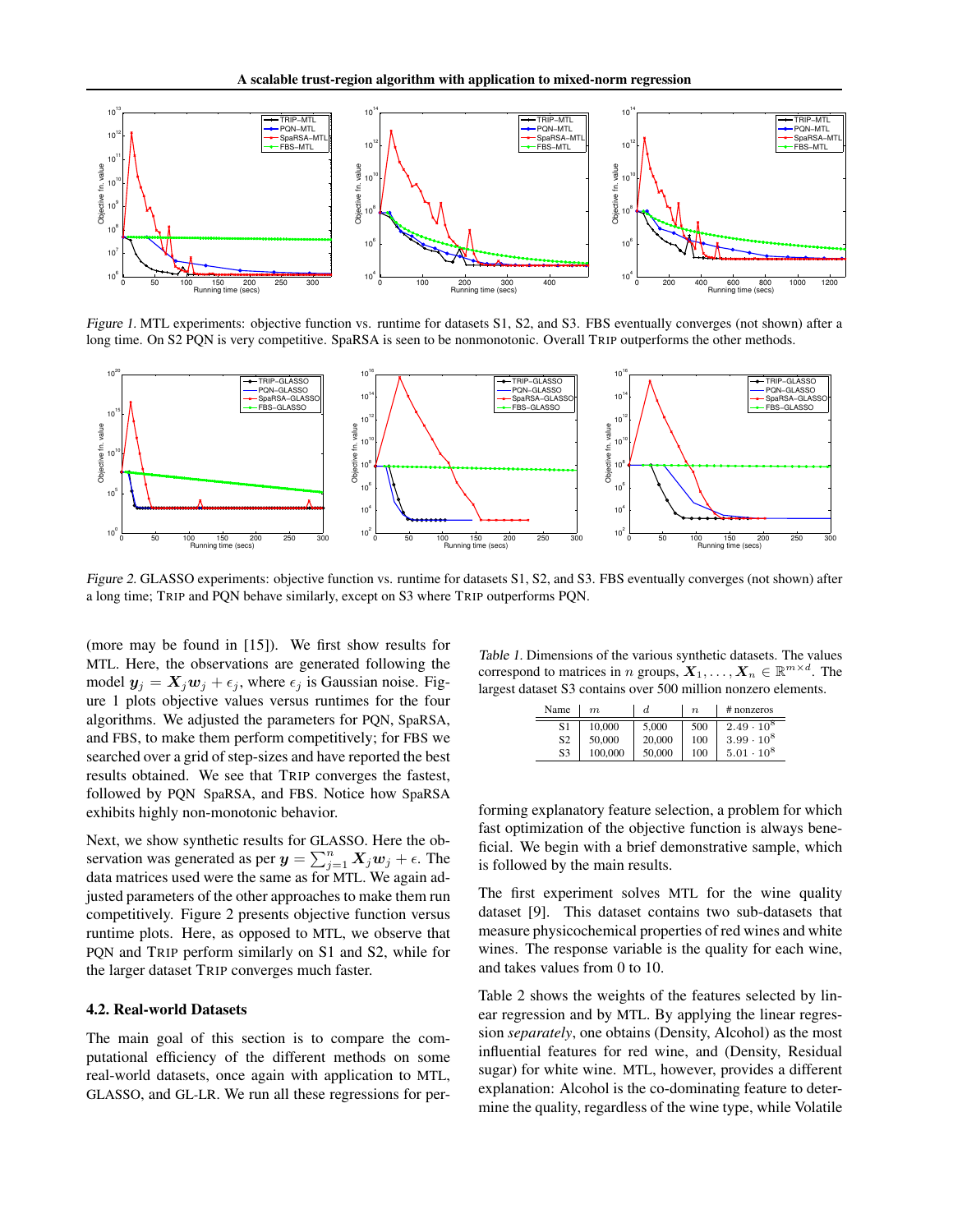Figure 1. MTL experiments: objective function vs. runtime for datasets S1, S2, and S3. FBS eventually converges (not shown) after a long time. On S2 PQN is very competitive. SpaRSA is seen to be nonmonotonic. Overall TRIP outperforms the other methods.

Figure 2. GLASSO experiments: objective function vs. runtime for datasets S1, S2, and S3. FBS eventually converges (not shown) after a long time; TRIP and PQN behave similarly, except on S3 where TRIP outperforms PQN.

(more may be found in [15]). We first show results for MTL. Here, the observations are generated following the model $\boldsymbol{y}_j = \boldsymbol{X}_j \boldsymbol{w}_j + \epsilon_j$, where $\epsilon_j$ is Gaussian noise. Figure 1 plots objective values versus runtimes for the four algorithms. We adjusted the parameters for PQN, SpaRSA, and FBS, to make them perform competitively; for FBS we searched over a grid of step-sizes and have reported the best results obtained. We see that TRIP converges the fastest, followed by PQN SpaRSA, and FBS. Notice how SpaRSA exhibits highly non-monotonic behavior.

Next, we show synthetic results for GLASSO. Here the observation was generated as per $\boldsymbol{y} = \sum_{j=1}^{n} \boldsymbol{X}_j \boldsymbol{w}_j + \epsilon$. The data matrices used were the same as for MTL. We again adjusted parameters of the other approaches to make them run competitively. Figure 2 presents objective function versus runtime plots. Here, as opposed to MTL, we observe that PQN and TRIP perform similarly on S1 and S2, while for the larger dataset TRIP converges much faster.

### 4.2. Real-world Datasets

The main goal of this section is to compare the computational efficiency of the different methods on some real-world datasets, once again with application to MTL, GLASSO, and GL-LR. We run all these regressions for performing explanatory feature selection, a problem for which fast optimization of the objective function is always beneficial. We begin with a brief demonstrative sample, which is followed by the main results.

Table 1. Dimensions of the various synthetic datasets. The values correspond to matrices in $n$ groups, $\boldsymbol{X}_1, \ldots, \boldsymbol{X}_n \in \mathbb{R}^{m \times d}$. The largest dataset S3 contains over 500 million nonzero elements.

| Name | $m$ | $d$ | $n$ | # nonzeros |
|---|---|---|---|---|
| S1 | 10,000 | 5,000 | 500 | $2.49 \cdot 10^8$ |
| S2 | 50,000 | 20,000 | 100 | $3.99 \cdot 10^8$ |
| S3 | 100,000 | 50,000 | 100 | $5.01 \cdot 10^8$ |

The first experiment solves MTL for the wine quality dataset [9]. This dataset contains two sub-datasets that measure physicochemical properties of red wines and white wines. The response variable is the quality for each wine, and takes values from 0 to 10.

Table 2 shows the weights of the features selected by linear regression and by MTL. By applying the linear regression *separately*, one obtains (Density, Alcohol) as the most influential features for red wine, and (Density, Residual sugar) for white wine. MTL, however, provides a different explanation: Alcohol is the co-dominating feature to determine the quality, regardless of the wine type, while Volatile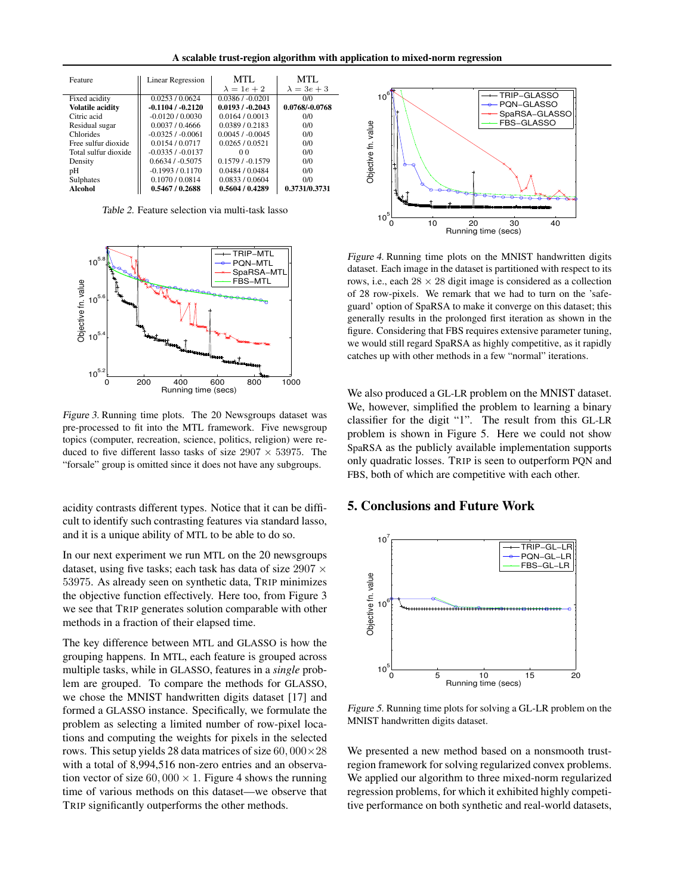| Feature | Linear Regression | MTL $\lambda = 1e+2$ | MTL $\lambda = 3e+3$ |
|---|---|---|---|
| Fixed acidity | 0.0253 / 0.0624 | 0.0386 / -0.0201 | 0/0 |
| **Volatile acidity** | **-0.1104 / -0.2120** | **0.0193 / -0.2043** | **0.0768/-0.0768** |
| Citric acid | -0.0120 / 0.0030 | 0.0164 / 0.0013 | 0/0 |
| Residual sugar | 0.0037 / 0.4666 | 0.0389 / 0.2183 | 0/0 |
| Chlorides | -0.0325 / -0.0061 | 0.0045 / -0.0045 | 0/0 |
| Free sulfur dioxide | 0.0154 / 0.0717 | 0.0265 / 0.0521 | 0/0 |
| Total sulfur dioxide | -0.0335 / -0.0137 | 0 0 | 0/0 |
| Density | 0.6634 / -0.5075 | 0.1579 / -0.1579 | 0/0 |
| pH | -0.1993 / 0.1170 | 0.0484 / 0.0484 | 0/0 |
| Sulphates | 0.1070 / 0.0814 | 0.0833 / 0.0604 | 0/0 |
| **Alcohol** | **0.5467 / 0.2688** | **0.5604 / 0.4289** | **0.3731/0.3731** |

*Table 2.* Feature selection via multi-task lasso

*Figure 3.* Running time plots. The 20 Newsgroups dataset was pre-processed to fit into the MTL framework. Five newsgroup topics (computer, recreation, science, politics, religion) were reduced to five different lasso tasks of size $2907 \times 53975$. The "forsale" group is omitted since it does not have any subgroups.

acidity contrasts different types. Notice that it can be difficult to identify such contrasting features via standard lasso, and it is a unique ability of MTL to be able to do so.

In our next experiment we run MTL on the 20 newsgroups dataset, using five tasks; each task has data of size $2907 \times 53975$. As already seen on synthetic data, TRIP minimizes the objective function effectively. Here too, from Figure 3 we see that TRIP generates solution comparable with other methods in a fraction of their elapsed time.

The key difference between MTL and GLASSO is how the grouping happens. In MTL, each feature is grouped across multiple tasks, while in GLASSO, features in a *single* problem are grouped. To compare the methods for GLASSO, we chose the MNIST handwritten digits dataset [17] and formed a GLASSO instance. Specifically, we formulate the problem as selecting a limited number of row-pixel locations and computing the weights for pixels in the selected rows. This setup yields 28 data matrices of size $60,000 \times 28$ with a total of 8,994,516 non-zero entries and an observation vector of size $60,000 \times 1$. Figure 4 shows the running time of various methods on this dataset—we observe that TRIP significantly outperforms the other methods.

*Figure 4.* Running time plots on the MNIST handwritten digits dataset. Each image in the dataset is partitioned with respect to its rows, i.e., each $28 \times 28$ digit image is considered as a collection of 28 row-pixels. We remark that we had to turn on the 'safeguard' option of SpaRSA to make it converge on this dataset; this generally results in the prolonged first iteration as shown in the figure. Considering that FBS requires extensive parameter tuning, we would still regard SpaRSA as highly competitive, as it rapidly catches up with other methods in a few "normal" iterations.

We also produced a GL-LR problem on the MNIST dataset. We, however, simplified the problem to learning a binary classifier for the digit "1". The result from this GL-LR problem is shown in Figure 5. Here we could not show SpaRSA as the publicly available implementation supports only quadratic losses. TRIP is seen to outperform PQN and FBS, both of which are competitive with each other.

## 5. Conclusions and Future Work

*Figure 5.* Running time plots for solving a GL-LR problem on the MNIST handwritten digits dataset.

We presented a new method based on a nonsmooth trust-region framework for solving regularized convex problems. We applied our algorithm to three mixed-norm regularized regression problems, for which it exhibited highly competitive performance on both synthetic and real-world datasets,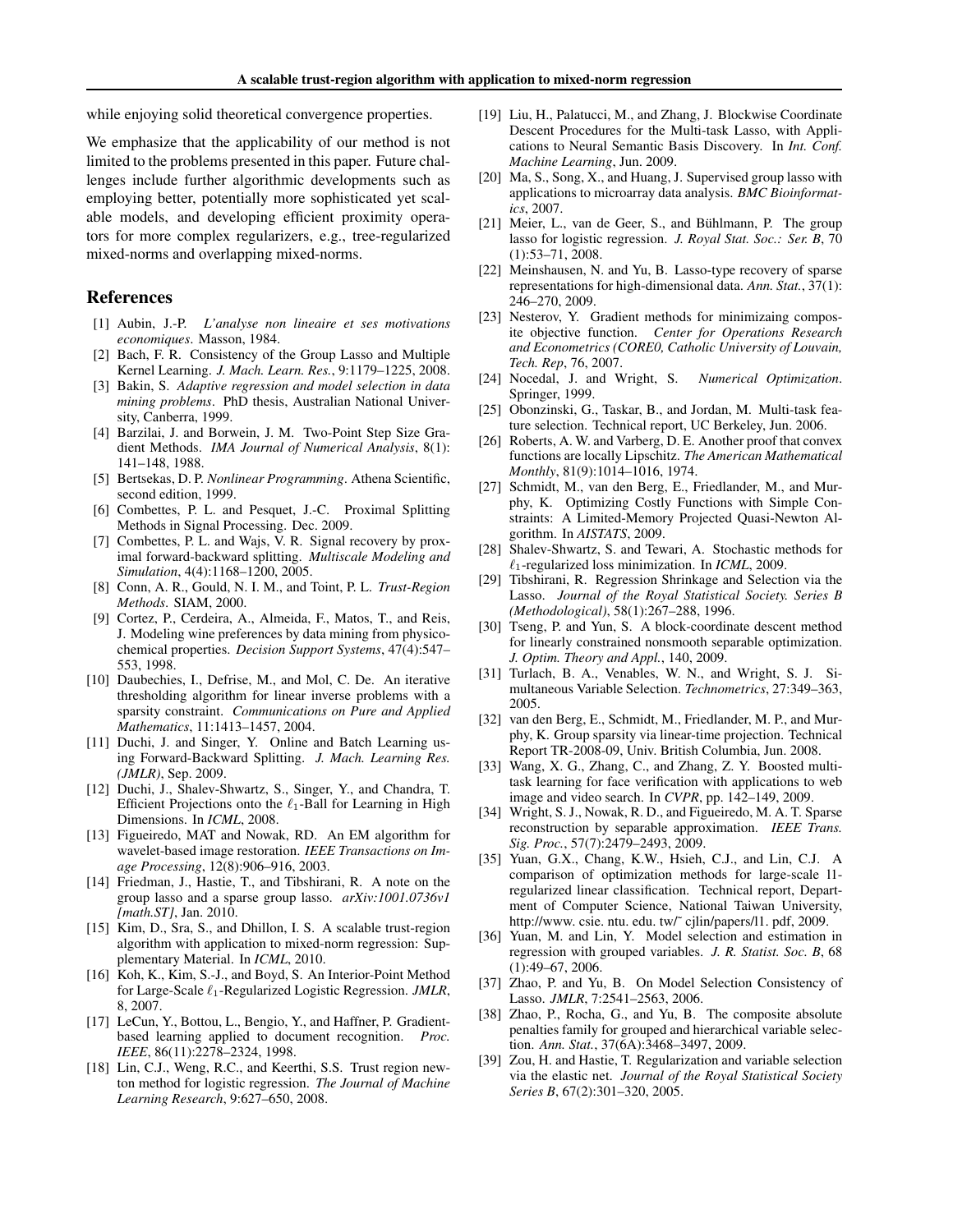while enjoying solid theoretical convergence properties.

We emphasize that the applicability of our method is not limited to the problems presented in this paper. Future challenges include further algorithmic developments such as employing better, potentially more sophisticated yet scalable models, and developing efficient proximity operators for more complex regularizers, e.g., tree-regularized mixed-norms and overlapping mixed-norms.

## References

[1] Aubin, J.-P. *L'analyse non lineaire et ses motivations economiques*. Masson, 1984.

[2] Bach, F. R. Consistency of the Group Lasso and Multiple Kernel Learning. *J. Mach. Learn. Res.*, 9:1179–1225, 2008.

[3] Bakin, S. *Adaptive regression and model selection in data mining problems*. PhD thesis, Australian National University, Canberra, 1999.

[4] Barzilai, J. and Borwein, J. M. Two-Point Step Size Gradient Methods. *IMA Journal of Numerical Analysis*, 8(1): 141–148, 1988.

[5] Bertsekas, D. P. *Nonlinear Programming*. Athena Scientific, second edition, 1999.

[6] Combettes, P. L. and Pesquet, J.-C. Proximal Splitting Methods in Signal Processing. Dec. 2009.

[7] Combettes, P. L. and Wajs, V. R. Signal recovery by proximal forward-backward splitting. *Multiscale Modeling and Simulation*, 4(4):1168–1200, 2005.

[8] Conn, A. R., Gould, N. I. M., and Toint, P. L. *Trust-Region Methods*. SIAM, 2000.

[9] Cortez, P., Cerdeira, A., Almeida, F., Matos, T., and Reis, J. Modeling wine preferences by data mining from physicochemical properties. *Decision Support Systems*, 47(4):547–553, 1998.

[10] Daubechies, I., Defrise, M., and Mol, C. De. An iterative thresholding algorithm for linear inverse problems with a sparsity constraint. *Communications on Pure and Applied Mathematics*, 11:1413–1457, 2004.

[11] Duchi, J. and Singer, Y. Online and Batch Learning using Forward-Backward Splitting. *J. Mach. Learning Res. (JMLR)*, Sep. 2009.

[12] Duchi, J., Shalev-Shwartz, S., Singer, Y., and Chandra, T. Efficient Projections onto the $\ell_1$-Ball for Learning in High Dimensions. In *ICML*, 2008.

[13] Figueiredo, MAT and Nowak, RD. An EM algorithm for wavelet-based image restoration. *IEEE Transactions on Image Processing*, 12(8):906–916, 2003.

[14] Friedman, J., Hastie, T., and Tibshirani, R. A note on the group lasso and a sparse group lasso. *arXiv:1001.0736v1 [math.ST]*, Jan. 2010.

[15] Kim, D., Sra, S., and Dhillon, I. S. A scalable trust-region algorithm with application to mixed-norm regression: Supplementary Material. In *ICML*, 2010.

[16] Koh, K., Kim, S.-J., and Boyd, S. An Interior-Point Method for Large-Scale $\ell_1$-Regularized Logistic Regression. *JMLR*, 8, 2007.

[17] LeCun, Y., Bottou, L., Bengio, Y., and Haffner, P. Gradient-based learning applied to document recognition. *Proc. IEEE*, 86(11):2278–2324, 1998.

[18] Lin, C.J., Weng, R.C., and Keerthi, S.S. Trust region newton method for logistic regression. *The Journal of Machine Learning Research*, 9:627–650, 2008.

[19] Liu, H., Palatucci, M., and Zhang, J. Blockwise Coordinate Descent Procedures for the Multi-task Lasso, with Applications to Neural Semantic Basis Discovery. In *Int. Conf. Machine Learning*, Jun. 2009.

[20] Ma, S., Song, X., and Huang, J. Supervised group lasso with applications to microarray data analysis. *BMC Bioinformatics*, 2007.

[21] Meier, L., van de Geer, S., and Bühlmann, P. The group lasso for logistic regression. *J. Royal Stat. Soc.: Ser. B*, 70 (1):53–71, 2008.

[22] Meinshausen, N. and Yu, B. Lasso-type recovery of sparse representations for high-dimensional data. *Ann. Stat.*, 37(1): 246–270, 2009.

[23] Nesterov, Y. Gradient methods for minimizaing composite objective function. *Center for Operations Research and Econometrics (CORE0, Catholic University of Louvain, Tech. Rep*, 76, 2007.

[24] Nocedal, J. and Wright, S. *Numerical Optimization*. Springer, 1999.

[25] Obonzinski, G., Taskar, B., and Jordan, M. Multi-task feature selection. Technical report, UC Berkeley, Jun. 2006.

[26] Roberts, A. W. and Varberg, D. E. Another proof that convex functions are locally Lipschitz. *The American Mathematical Monthly*, 81(9):1014–1016, 1974.

[27] Schmidt, M., van den Berg, E., Friedlander, M., and Murphy, K. Optimizing Costly Functions with Simple Constraints: A Limited-Memory Projected Quasi-Newton Algorithm. In *AISTATS*, 2009.

[28] Shalev-Shwartz, S. and Tewari, A. Stochastic methods for $\ell_1$-regularized loss minimization. In *ICML*, 2009.

[29] Tibshirani, R. Regression Shrinkage and Selection via the Lasso. *Journal of the Royal Statistical Society. Series B (Methodological)*, 58(1):267–288, 1996.

[30] Tseng, P. and Yun, S. A block-coordinate descent method for linearly constrained nonsmooth separable optimization. *J. Optim. Theory and Appl.*, 140, 2009.

[31] Turlach, B. A., Venables, W. N., and Wright, S. J. Simultaneous Variable Selection. *Technometrics*, 27:349–363, 2005.

[32] van den Berg, E., Schmidt, M., Friedlander, M. P., and Murphy, K. Group sparsity via linear-time projection. Technical Report TR-2008-09, Univ. British Columbia, Jun. 2008.

[33] Wang, X. G., Zhang, C., and Zhang, Z. Y. Boosted multitask learning for face verification with applications to web image and video search. In *CVPR*, pp. 142–149, 2009.

[34] Wright, S. J., Nowak, R. D., and Figueiredo, M. A. T. Sparse reconstruction by separable approximation. *IEEE Trans. Sig. Proc.*, 57(7):2479–2493, 2009.

[35] Yuan, G.X., Chang, K.W., Hsieh, C.J., and Lin, C.J. A comparison of optimization methods for large-scale l1-regularized linear classification. Technical report, Department of Computer Science, National Taiwan University, http://www. csie. ntu. edu. tw/~ cjlin/papers/l1. pdf, 2009.

[36] Yuan, M. and Lin, Y. Model selection and estimation in regression with grouped variables. *J. R. Statist. Soc. B*, 68 (1):49–67, 2006.

[37] Zhao, P. and Yu, B. On Model Selection Consistency of Lasso. *JMLR*, 7:2541–2563, 2006.

[38] Zhao, P., Rocha, G., and Yu, B. The composite absolute penalties family for grouped and hierarchical variable selection. *Ann. Stat.*, 37(6A):3468–3497, 2009.

[39] Zou, H. and Hastie, T. Regularization and variable selection via the elastic net. *Journal of the Royal Statistical Society Series B*, 67(2):301–320, 2005.